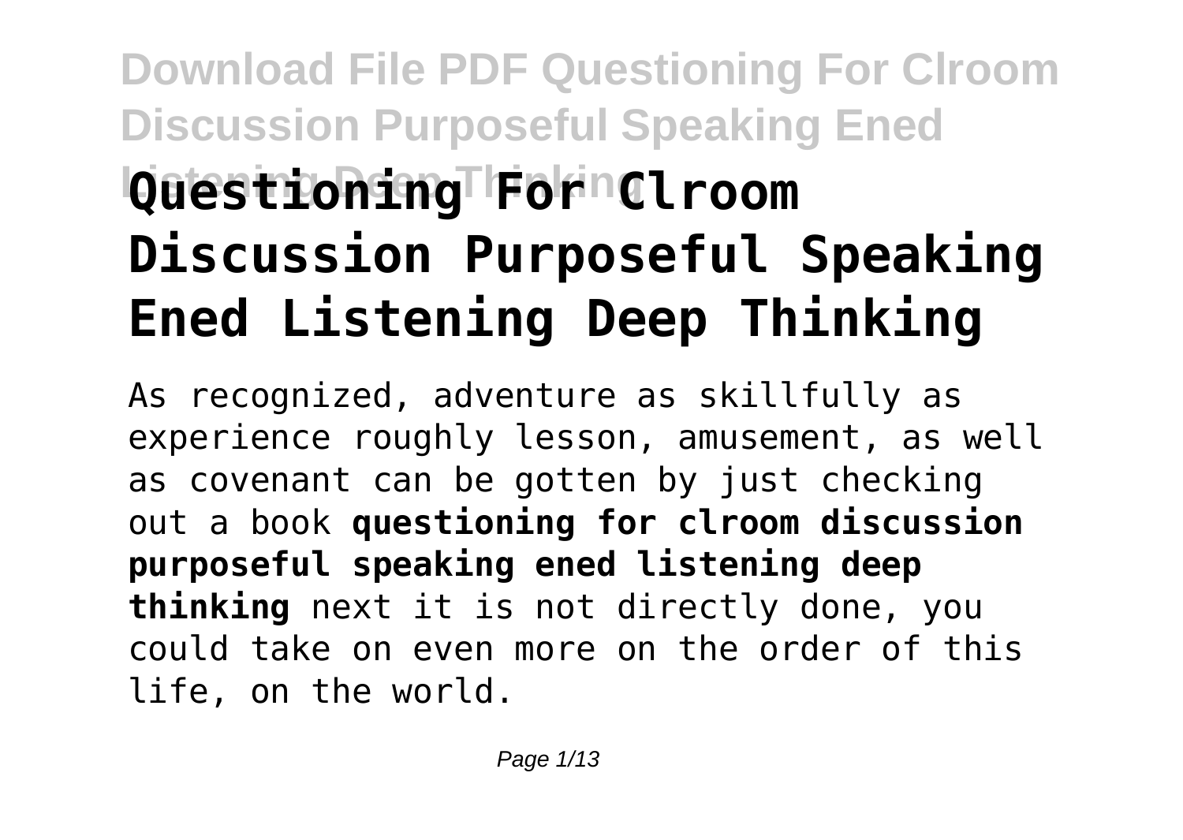# Download File PDF Questioning For Clroom Discussion Purposeful Speaking Ened Listening Deep Thinking

# Questioning For Clroom Discussion Purposeful Speaking Ened Listening Deep Thinking

As recognized, adventure as skillfully as experience roughly lesson, amusement, as well as covenant can be gotten by just checking out a book **questioning for clroom discussion purposeful speaking ened listening deep thinking** next it is not directly done, you could take on even more on the order of this life, on the world.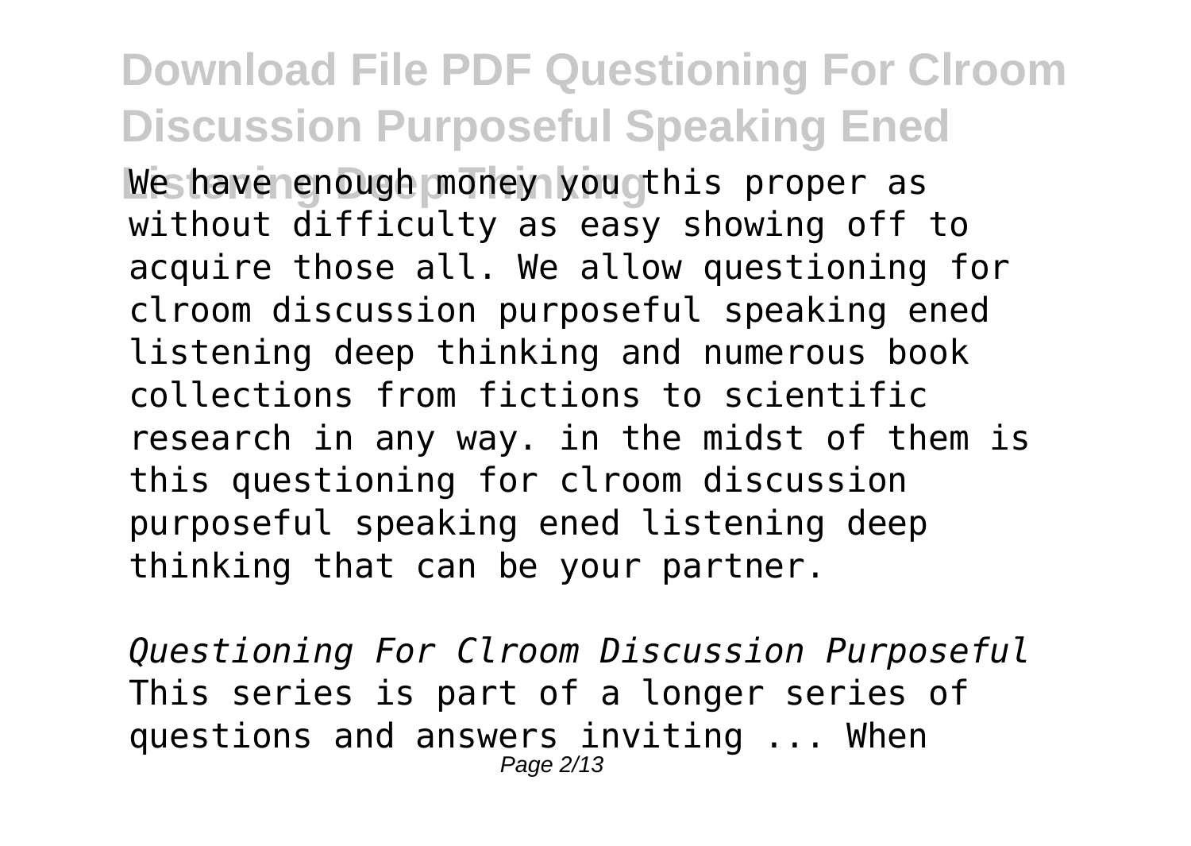We have enough money you this proper as without difficulty as easy showing off to acquire those all. We allow questioning for clroom discussion purposeful speaking ened listening deep thinking and numerous book collections from fictions to scientific research in any way. in the midst of them is this questioning for clroom discussion purposeful speaking ened listening deep thinking that can be your partner.

*Questioning For Clroom Discussion Purposeful*

This series is part of a longer series of questions and answers inviting ... When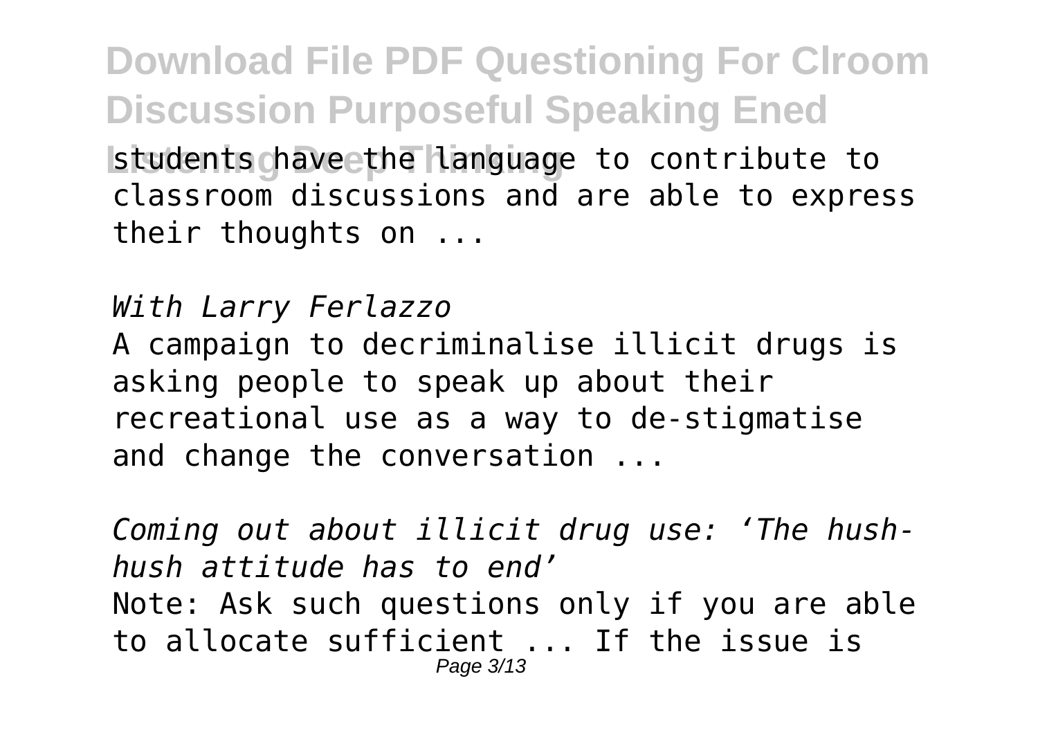students have the language to contribute to classroom discussions and are able to express their thoughts on ...

*With Larry Ferlazzo*

A campaign to decriminalise illicit drugs is asking people to speak up about their recreational use as a way to de-stigmatise and change the conversation ...

*Coming out about illicit drug use: 'The hush-hush attitude has to end'*

Note: Ask such questions only if you are able to allocate sufficient ... If the issue is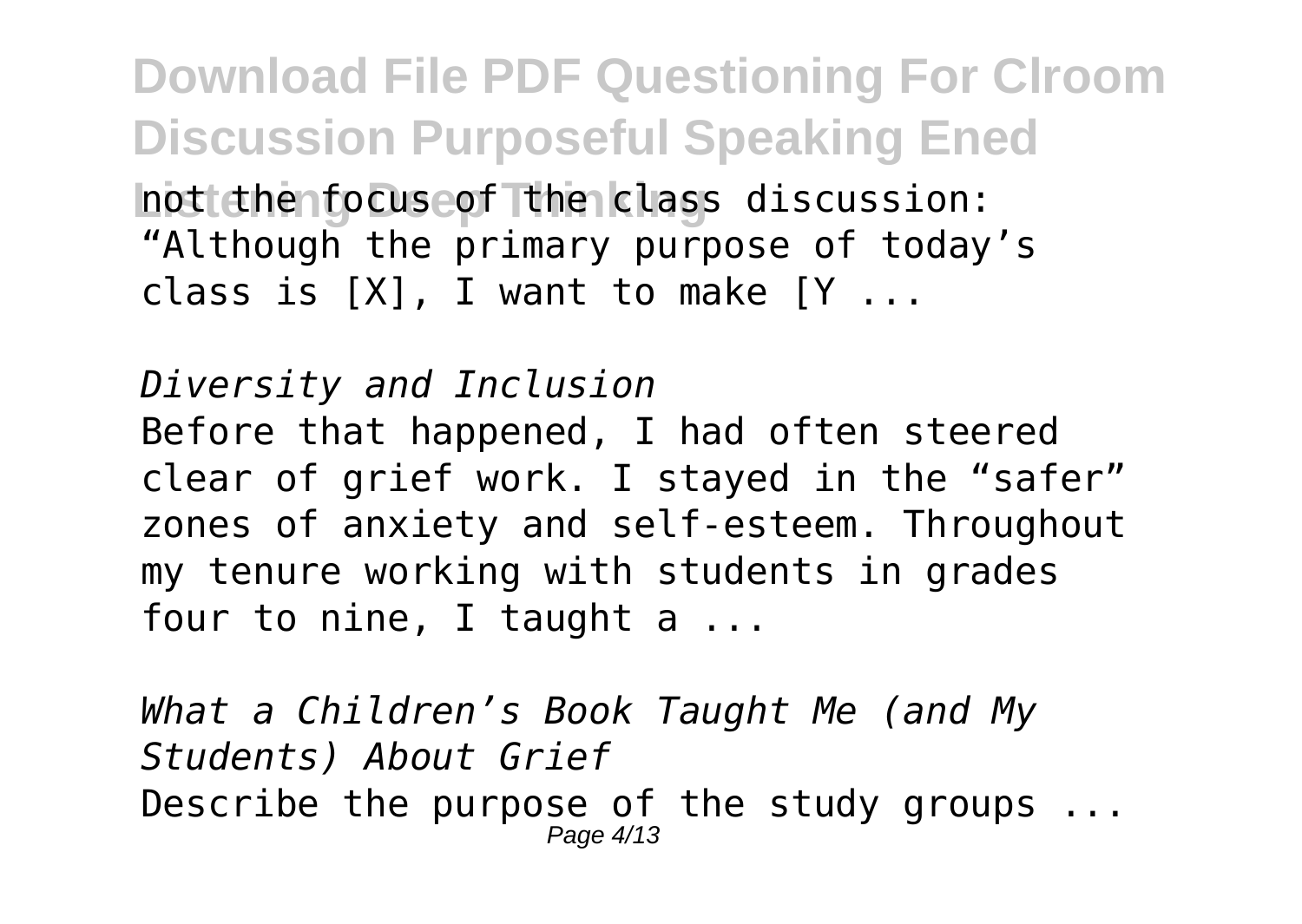not the focus of the class discussion: "Although the primary purpose of today's class is [X], I want to make [Y ...

*Diversity and Inclusion*

Before that happened, I had often steered clear of grief work. I stayed in the "safer" zones of anxiety and self-esteem. Throughout my tenure working with students in grades four to nine, I taught a ...

*What a Children's Book Taught Me (and My Students) About Grief*

Describe the purpose of the study groups ...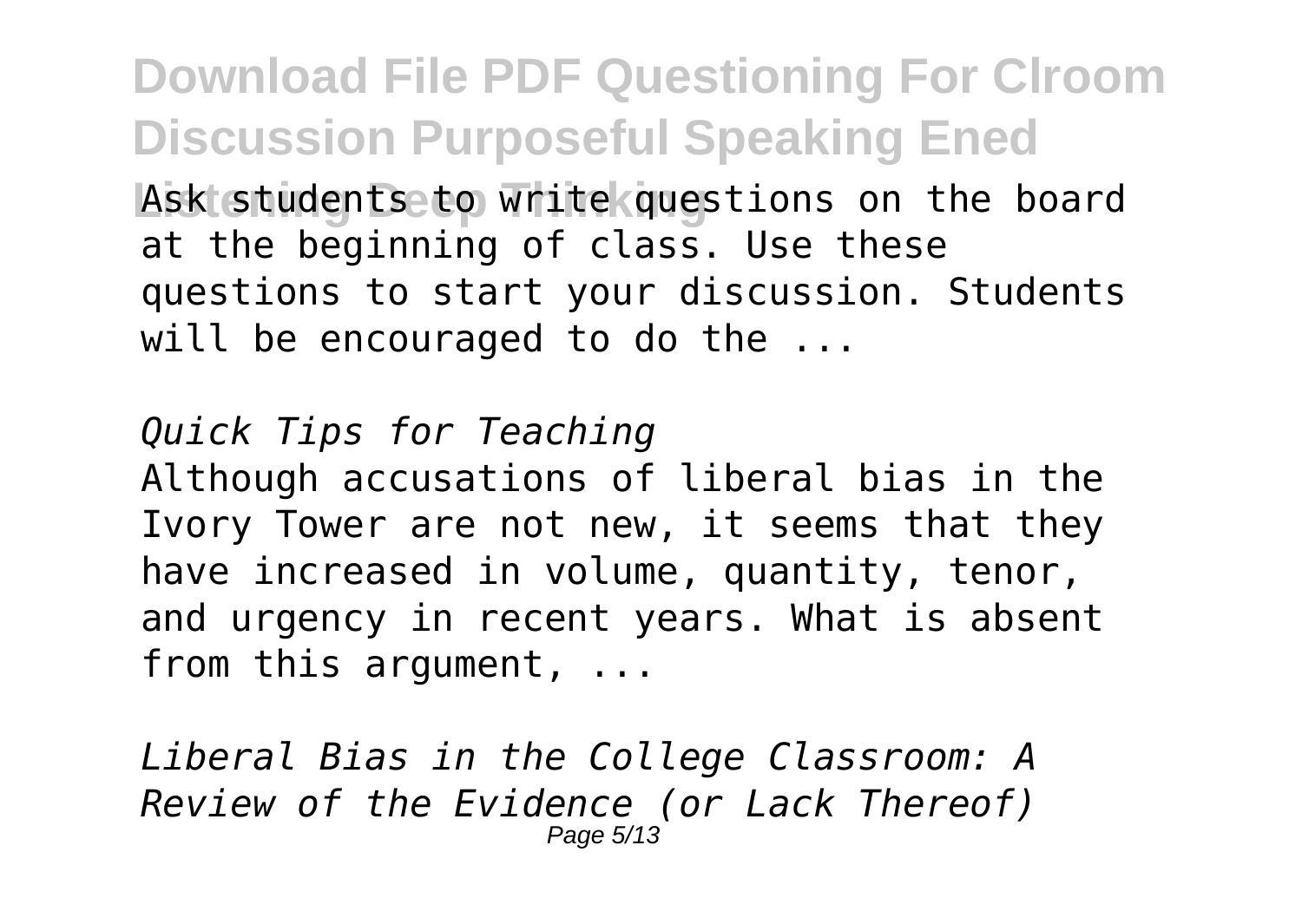Ask students to write questions on the board at the beginning of class. Use these questions to start your discussion. Students will be encouraged to do the ...

*Quick Tips for Teaching*

Although accusations of liberal bias in the Ivory Tower are not new, it seems that they have increased in volume, quantity, tenor, and urgency in recent years. What is absent from this argument, ...

*Liberal Bias in the College Classroom: A Review of the Evidence (or Lack Thereof)*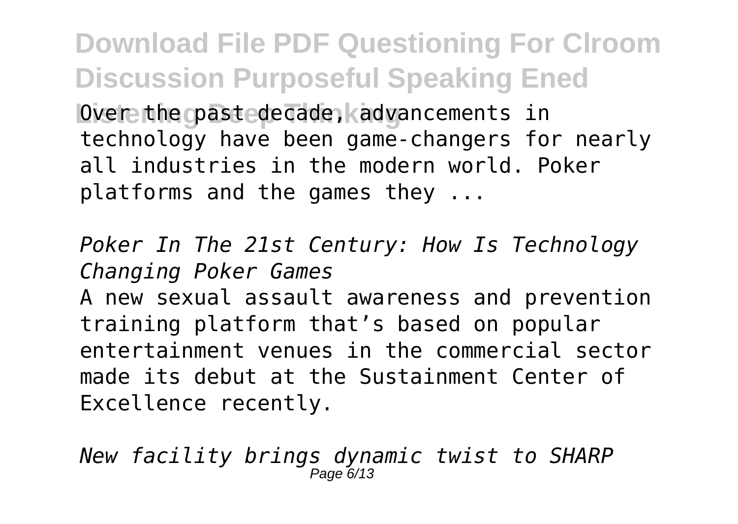Over the past decade, advancements in technology have been game-changers for nearly all industries in the modern world. Poker platforms and the games they ...

*Poker In The 21st Century: How Is Technology Changing Poker Games*

A new sexual assault awareness and prevention training platform that's based on popular entertainment venues in the commercial sector made its debut at the Sustainment Center of Excellence recently.

*New facility brings dynamic twist to SHARP*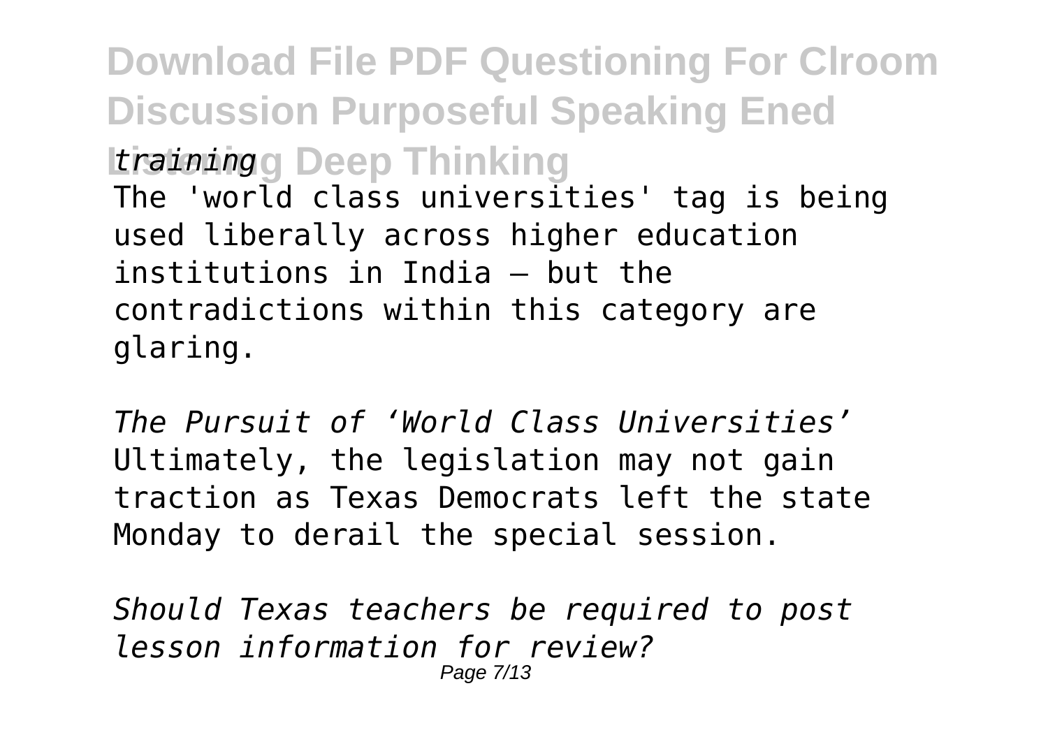*training*

The 'world class universities' tag is being used liberally across higher education institutions in India — but the contradictions within this category are glaring.

*The Pursuit of 'World Class Universities'*

Ultimately, the legislation may not gain traction as Texas Democrats left the state Monday to derail the special session.

*Should Texas teachers be required to post lesson information for review?*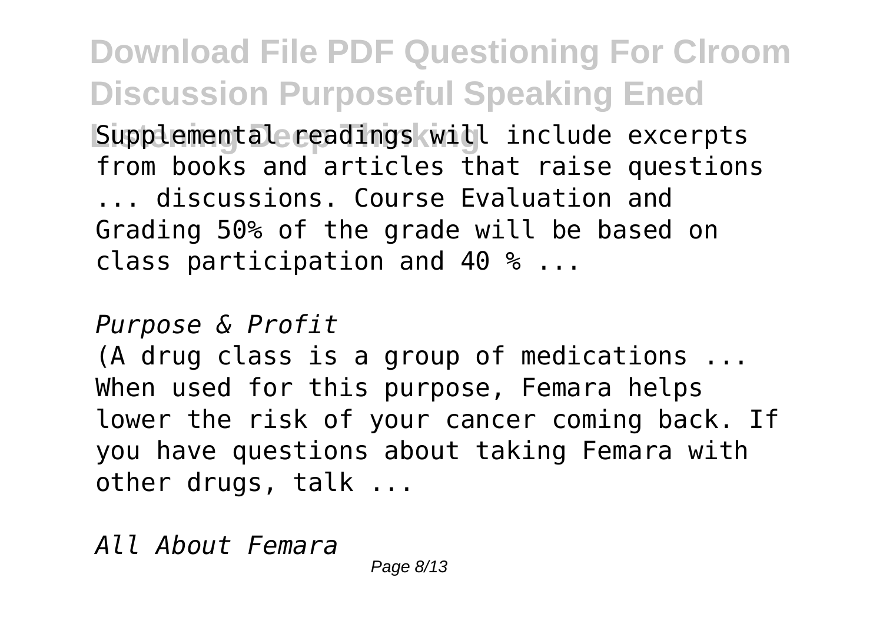Supplemental readings will include excerpts from books and articles that raise questions ... discussions. Course Evaluation and Grading 50% of the grade will be based on class participation and 40 % ...

*Purpose & Profit*

(A drug class is a group of medications ... When used for this purpose, Femara helps lower the risk of your cancer coming back. If you have questions about taking Femara with other drugs, talk ...

*All About Femara*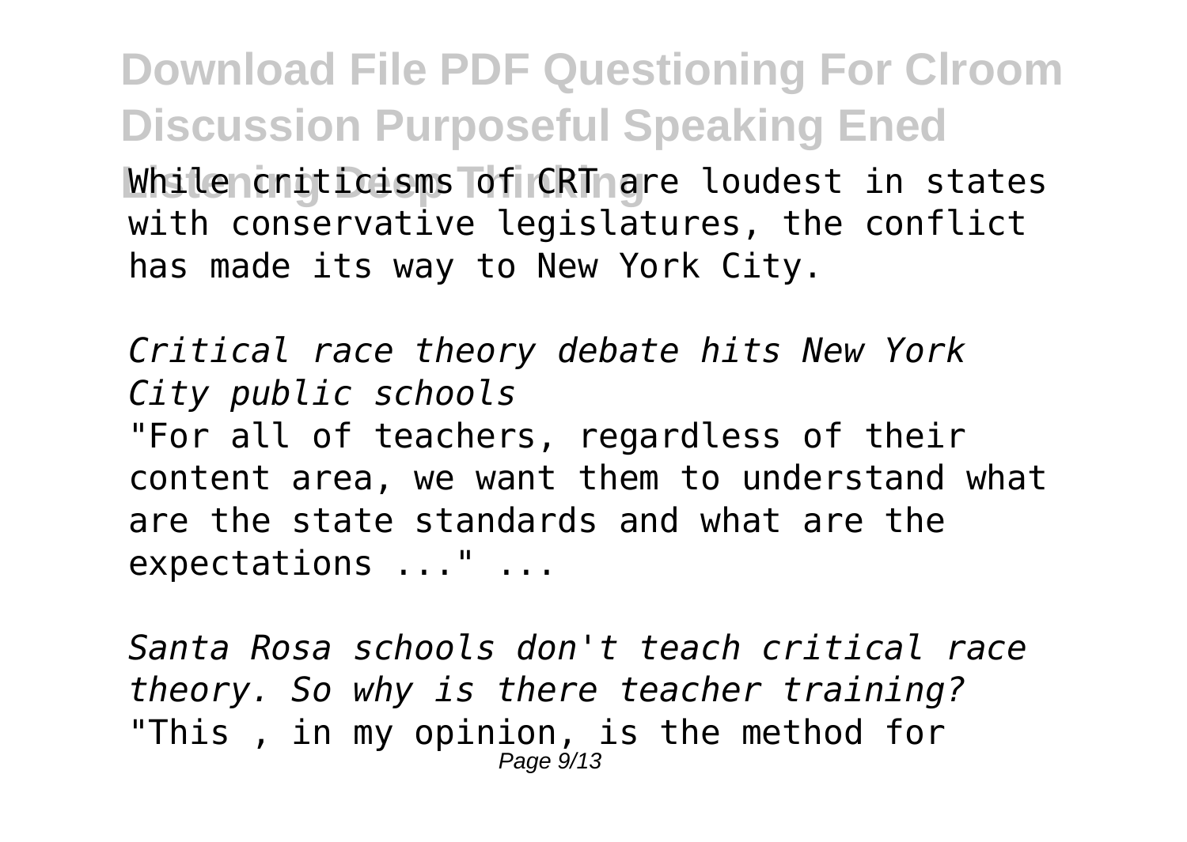While criticisms of CRT are loudest in states with conservative legislatures, the conflict has made its way to New York City.

*Critical race theory debate hits New York City public schools*

"For all of teachers, regardless of their content area, we want them to understand what are the state standards and what are the expectations ..." ...

*Santa Rosa schools don't teach critical race theory. So why is there teacher training?*

"This , in my opinion, is the method for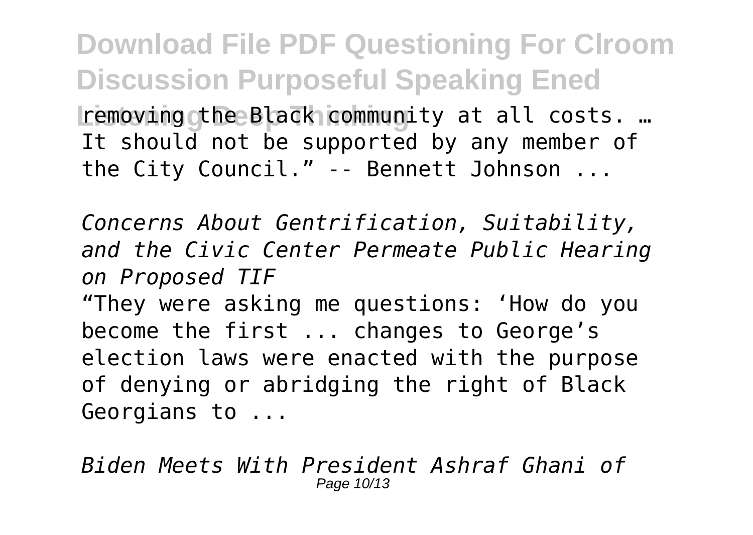removing the Black community at all costs. … It should not be supported by any member of the City Council." -- Bennett Johnson ...

*Concerns About Gentrification, Suitability, and the Civic Center Permeate Public Hearing on Proposed TIF*

"They were asking me questions: 'How do you become the first ... changes to George's election laws were enacted with the purpose of denying or abridging the right of Black Georgians to ...

*Biden Meets With President Ashraf Ghani of*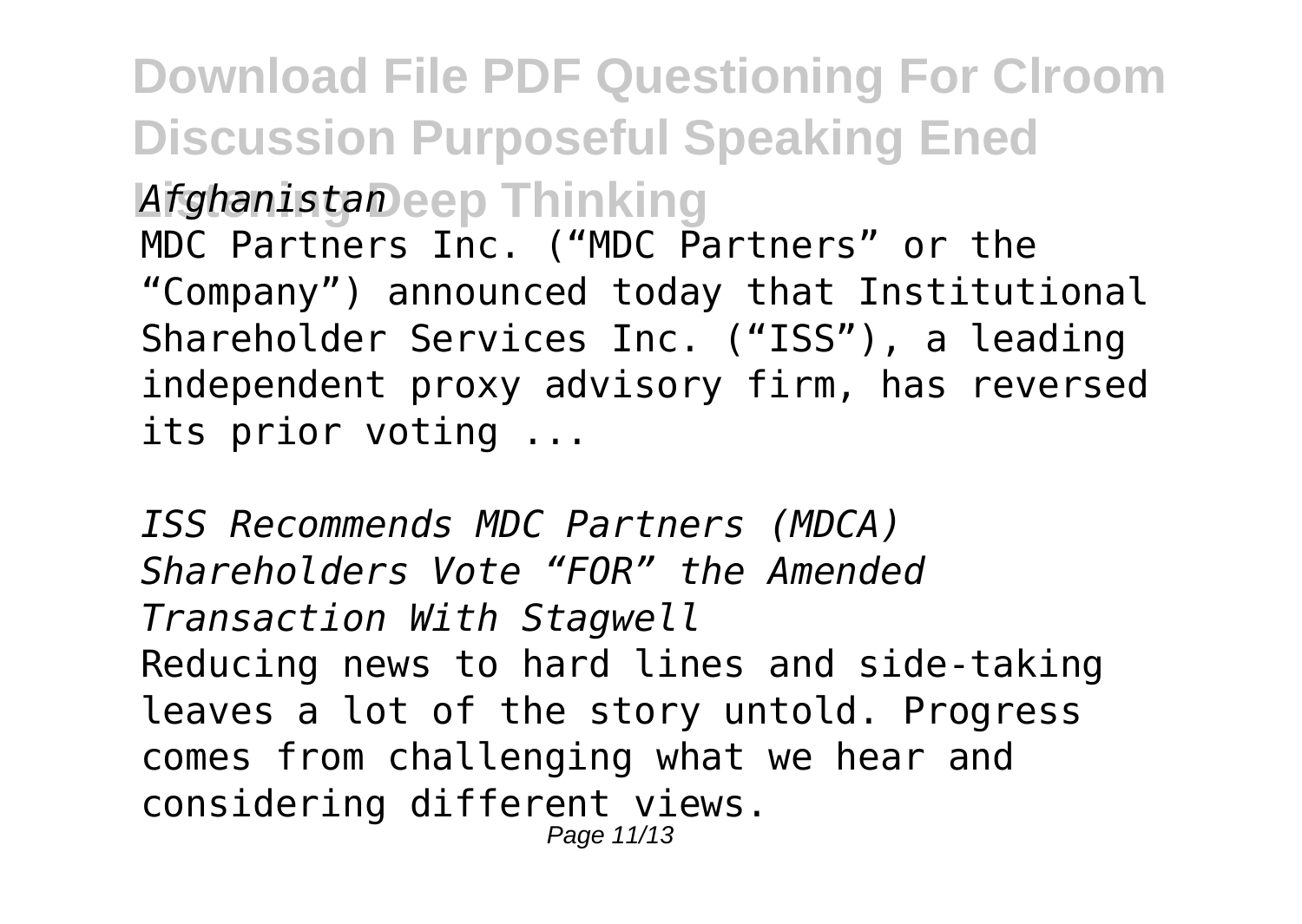*Afghanistan*

MDC Partners Inc. ("MDC Partners" or the "Company") announced today that Institutional Shareholder Services Inc. ("ISS"), a leading independent proxy advisory firm, has reversed its prior voting ...

*ISS Recommends MDC Partners (MDCA) Shareholders Vote "FOR" the Amended Transaction With Stagwell*

Reducing news to hard lines and side-taking leaves a lot of the story untold. Progress comes from challenging what we hear and considering different views.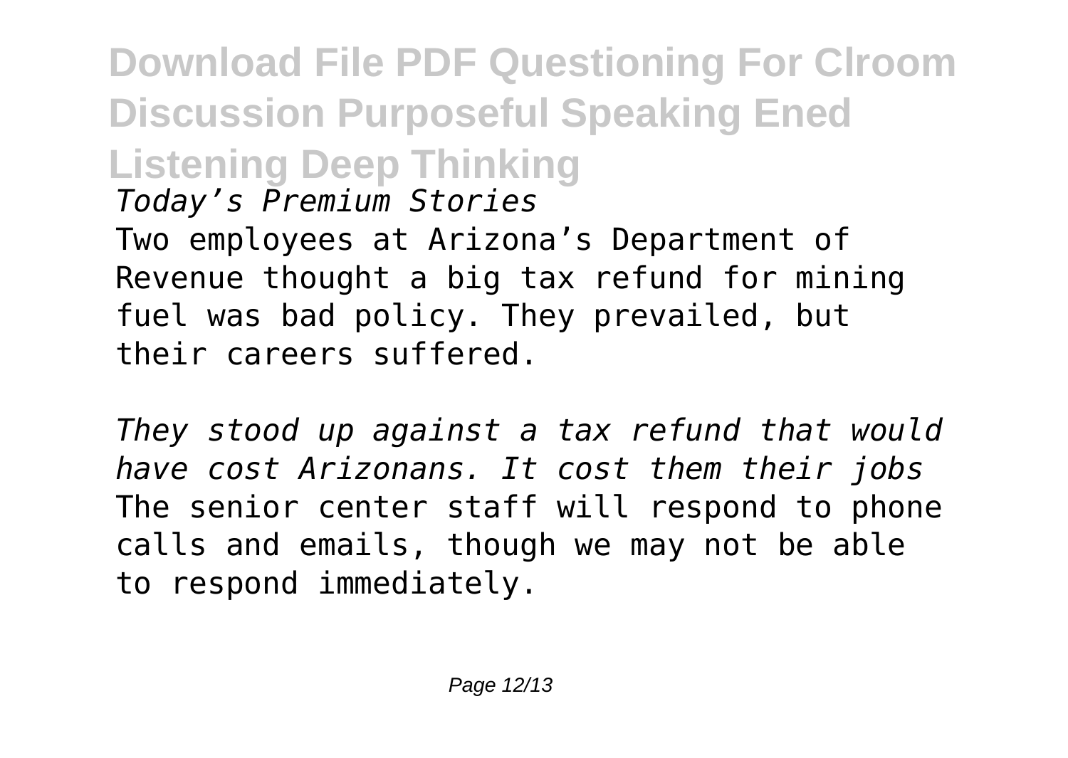*Today's Premium Stories*

Two employees at Arizona's Department of Revenue thought a big tax refund for mining fuel was bad policy. They prevailed, but their careers suffered.

*They stood up against a tax refund that would have cost Arizonans. It cost them their jobs*

The senior center staff will respond to phone calls and emails, though we may not be able to respond immediately.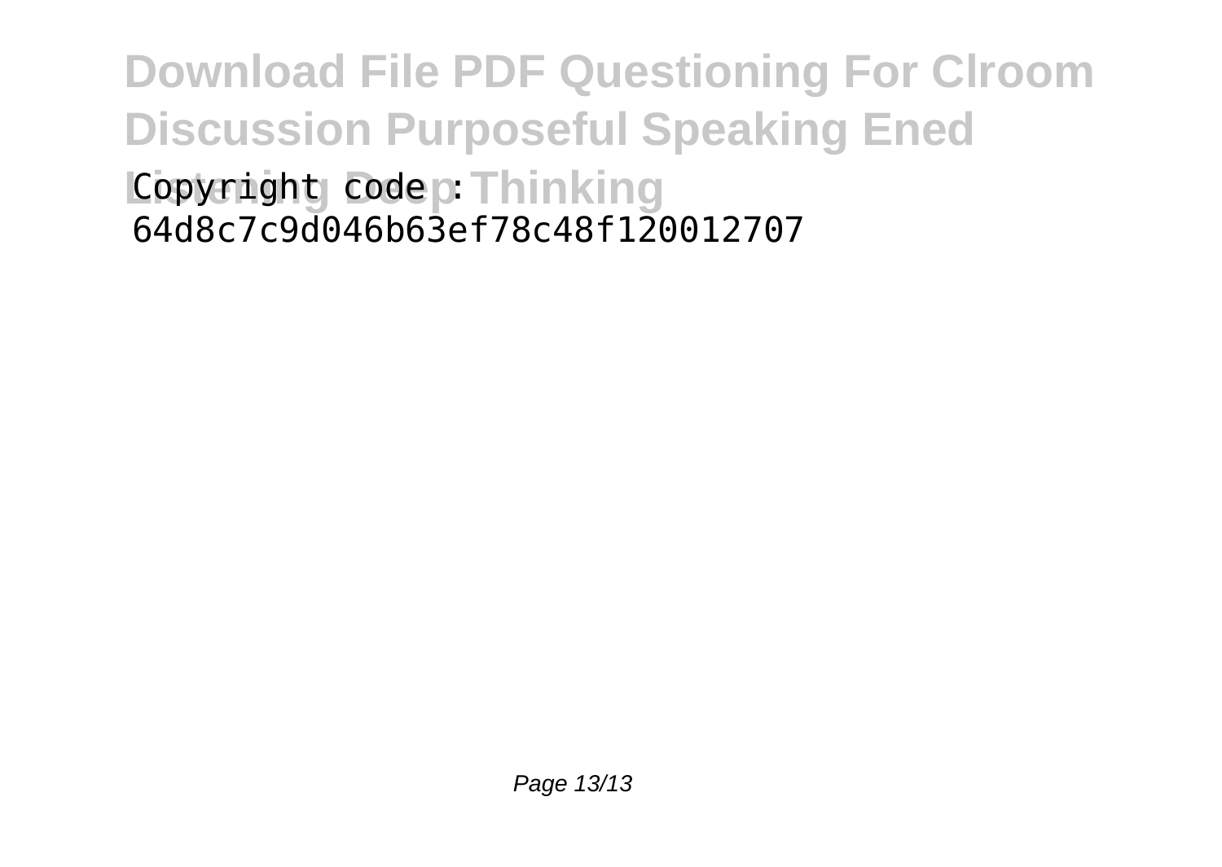Copyright code : 64d8c7c9d046b63ef78c48f120012707